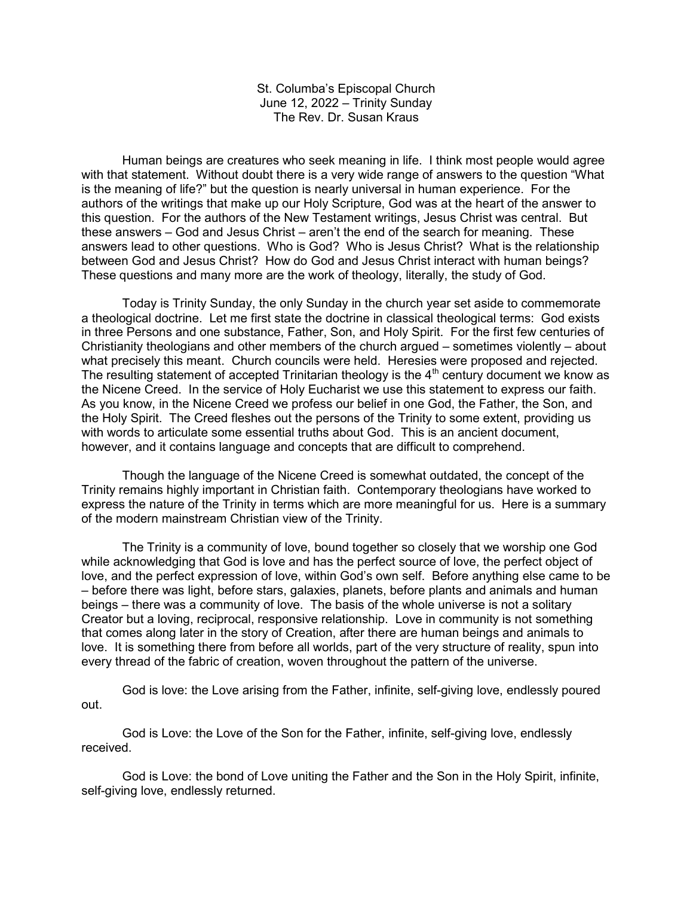St. Columba's Episcopal Church
June 12, 2022 – Trinity Sunday
The Rev. Dr. Susan Kraus

Human beings are creatures who seek meaning in life. I think most people would agree with that statement. Without doubt there is a very wide range of answers to the question "What is the meaning of life?" but the question is nearly universal in human experience. For the authors of the writings that make up our Holy Scripture, God was at the heart of the answer to this question. For the authors of the New Testament writings, Jesus Christ was central. But these answers – God and Jesus Christ – aren't the end of the search for meaning. These answers lead to other questions. Who is God? Who is Jesus Christ? What is the relationship between God and Jesus Christ? How do God and Jesus Christ interact with human beings? These questions and many more are the work of theology, literally, the study of God.

Today is Trinity Sunday, the only Sunday in the church year set aside to commemorate a theological doctrine. Let me first state the doctrine in classical theological terms: God exists in three Persons and one substance, Father, Son, and Holy Spirit. For the first few centuries of Christianity theologians and other members of the church argued – sometimes violently – about what precisely this meant. Church councils were held. Heresies were proposed and rejected. The resulting statement of accepted Trinitarian theology is the 4th century document we know as the Nicene Creed. In the service of Holy Eucharist we use this statement to express our faith. As you know, in the Nicene Creed we profess our belief in one God, the Father, the Son, and the Holy Spirit. The Creed fleshes out the persons of the Trinity to some extent, providing us with words to articulate some essential truths about God. This is an ancient document, however, and it contains language and concepts that are difficult to comprehend.

Though the language of the Nicene Creed is somewhat outdated, the concept of the Trinity remains highly important in Christian faith. Contemporary theologians have worked to express the nature of the Trinity in terms which are more meaningful for us. Here is a summary of the modern mainstream Christian view of the Trinity.

The Trinity is a community of love, bound together so closely that we worship one God while acknowledging that God is love and has the perfect source of love, the perfect object of love, and the perfect expression of love, within God's own self. Before anything else came to be – before there was light, before stars, galaxies, planets, before plants and animals and human beings – there was a community of love. The basis of the whole universe is not a solitary Creator but a loving, reciprocal, responsive relationship. Love in community is not something that comes along later in the story of Creation, after there are human beings and animals to love. It is something there from before all worlds, part of the very structure of reality, spun into every thread of the fabric of creation, woven throughout the pattern of the universe.

God is love: the Love arising from the Father, infinite, self-giving love, endlessly poured out.

God is Love: the Love of the Son for the Father, infinite, self-giving love, endlessly received.

God is Love: the bond of Love uniting the Father and the Son in the Holy Spirit, infinite, self-giving love, endlessly returned.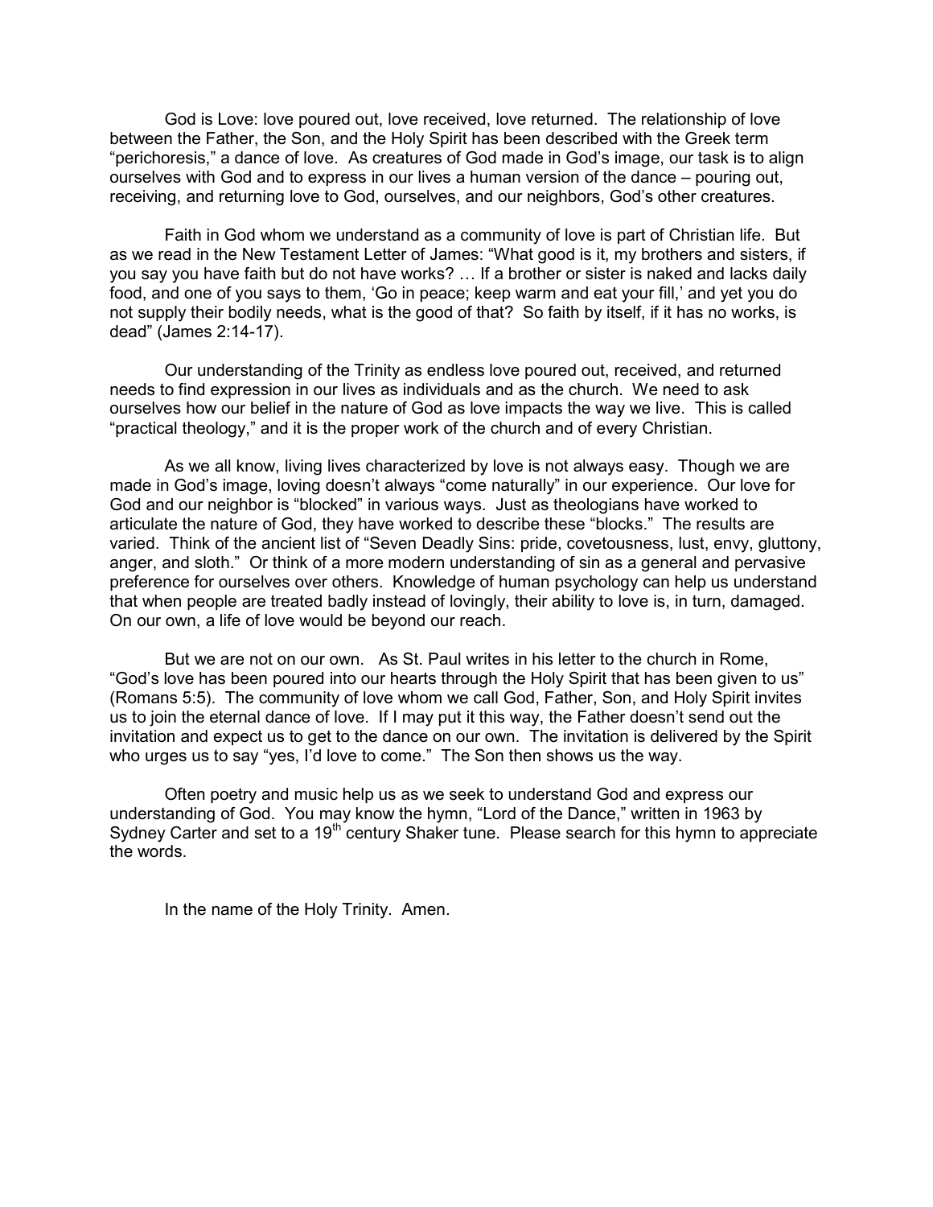God is Love: love poured out, love received, love returned. The relationship of love between the Father, the Son, and the Holy Spirit has been described with the Greek term "perichoresis," a dance of love. As creatures of God made in God's image, our task is to align ourselves with God and to express in our lives a human version of the dance – pouring out, receiving, and returning love to God, ourselves, and our neighbors, God's other creatures.

Faith in God whom we understand as a community of love is part of Christian life. But as we read in the New Testament Letter of James: "What good is it, my brothers and sisters, if you say you have faith but do not have works? … If a brother or sister is naked and lacks daily food, and one of you says to them, 'Go in peace; keep warm and eat your fill,' and yet you do not supply their bodily needs, what is the good of that? So faith by itself, if it has no works, is dead" (James 2:14-17).

Our understanding of the Trinity as endless love poured out, received, and returned needs to find expression in our lives as individuals and as the church. We need to ask ourselves how our belief in the nature of God as love impacts the way we live. This is called "practical theology," and it is the proper work of the church and of every Christian.

As we all know, living lives characterized by love is not always easy. Though we are made in God's image, loving doesn't always "come naturally" in our experience. Our love for God and our neighbor is "blocked" in various ways. Just as theologians have worked to articulate the nature of God, they have worked to describe these "blocks." The results are varied. Think of the ancient list of "Seven Deadly Sins: pride, covetousness, lust, envy, gluttony, anger, and sloth." Or think of a more modern understanding of sin as a general and pervasive preference for ourselves over others. Knowledge of human psychology can help us understand that when people are treated badly instead of lovingly, their ability to love is, in turn, damaged. On our own, a life of love would be beyond our reach.

But we are not on our own. As St. Paul writes in his letter to the church in Rome, "God's love has been poured into our hearts through the Holy Spirit that has been given to us" (Romans 5:5). The community of love whom we call God, Father, Son, and Holy Spirit invites us to join the eternal dance of love. If I may put it this way, the Father doesn't send out the invitation and expect us to get to the dance on our own. The invitation is delivered by the Spirit who urges us to say "yes, I'd love to come." The Son then shows us the way.

Often poetry and music help us as we seek to understand God and express our understanding of God. You may know the hymn, "Lord of the Dance," written in 1963 by Sydney Carter and set to a 19th century Shaker tune. Please search for this hymn to appreciate the words.

In the name of the Holy Trinity. Amen.